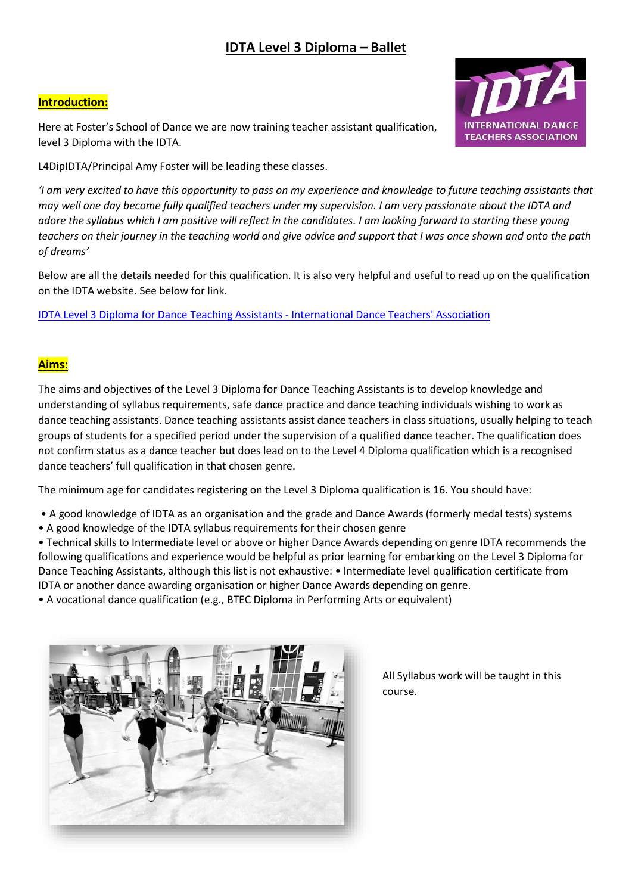# IDTA Level 3 Diploma – Ballet

## Introduction:

Here at Foster's School of Dance we are now training teacher assistant qualification, level 3 Diploma with the IDTA.

L4DipIDTA/Principal Amy Foster will be leading these classes.

*'I am very excited to have this opportunity to pass on my experience and knowledge to future teaching assistants that may well one day become fully qualified teachers under my supervision. I am very passionate about the IDTA and adore the syllabus which I am positive will reflect in the candidates. I am looking forward to starting these young teachers on their journey in the teaching world and give advice and support that I was once shown and onto the path of dreams'*

Below are all the details needed for this qualification. It is also very helpful and useful to read up on the qualification on the IDTA website. See below for link.

IDTA Level 3 Diploma for Dance Teaching Assistants - International Dance Teachers' Association

## Aims:

The aims and objectives of the Level 3 Diploma for Dance Teaching Assistants is to develop knowledge and understanding of syllabus requirements, safe dance practice and dance teaching individuals wishing to work as dance teaching assistants. Dance teaching assistants assist dance teachers in class situations, usually helping to teach groups of students for a specified period under the supervision of a qualified dance teacher. The qualification does not confirm status as a dance teacher but does lead on to the Level 4 Diploma qualification which is a recognised dance teachers' full qualification in that chosen genre.

The minimum age for candidates registering on the Level 3 Diploma qualification is 16. You should have:

- A good knowledge of IDTA as an organisation and the grade and Dance Awards (formerly medal tests) systems
- A good knowledge of the IDTA syllabus requirements for their chosen genre
- Technical skills to Intermediate level or above or higher Dance Awards depending on genre IDTA recommends the following qualifications and experience would be helpful as prior learning for embarking on the Level 3 Diploma for Dance Teaching Assistants, although this list is not exhaustive: • Intermediate level qualification certificate from IDTA or another dance awarding organisation or higher Dance Awards depending on genre.
- A vocational dance qualification (e.g., BTEC Diploma in Performing Arts or equivalent)

All Syllabus work will be taught in this course.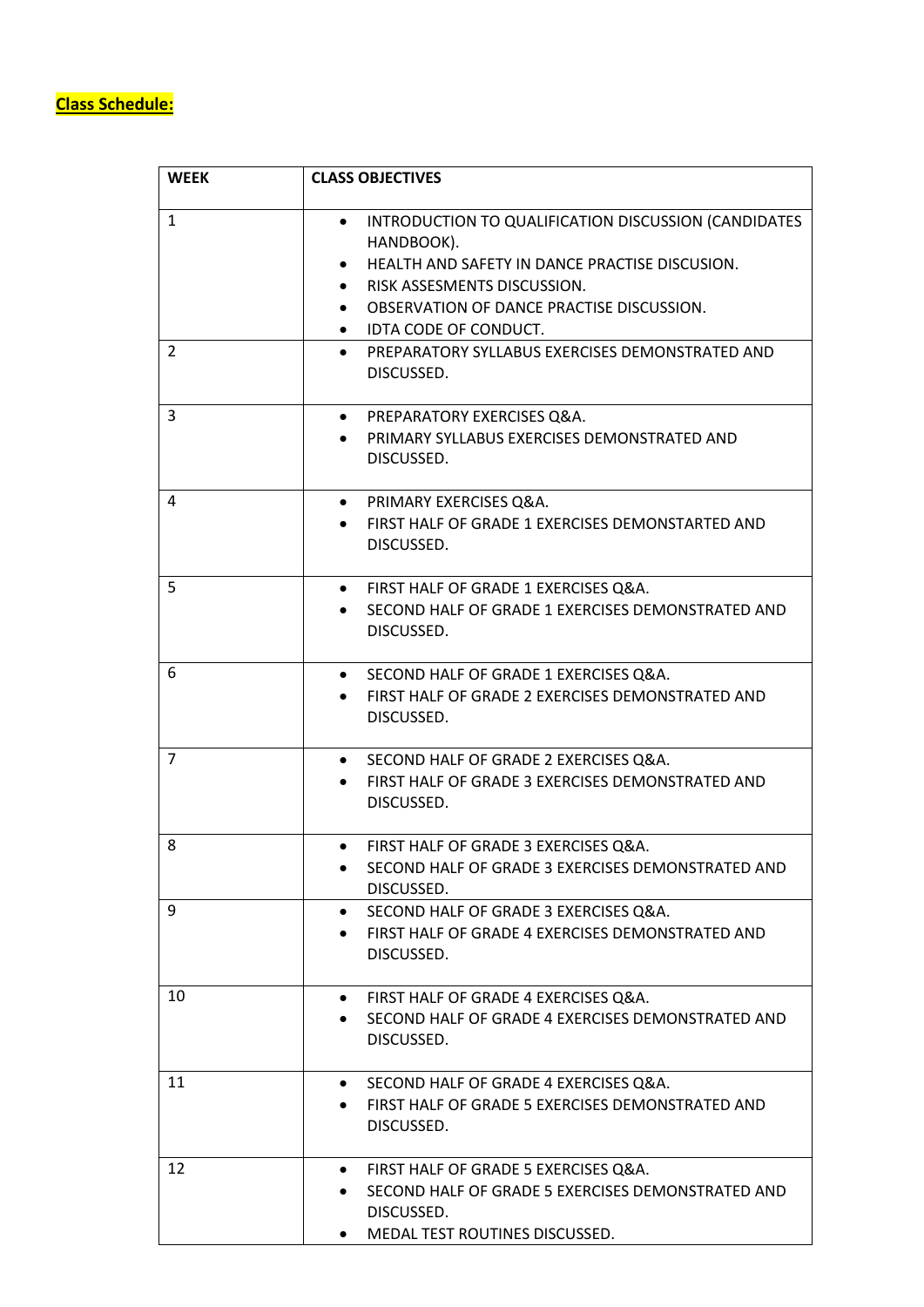**Class Schedule:**

| WEEK | CLASS OBJECTIVES |
| --- | --- |
| 1 | • INTRODUCTION TO QUALIFICATION DISCUSSION (CANDIDATES HANDBOOK).<br>• HEALTH AND SAFETY IN DANCE PRACTISE DISCUSION.<br>• RISK ASSESMENTS DISCUSSION.<br>• OBSERVATION OF DANCE PRACTISE DISCUSSION.<br>• IDTA CODE OF CONDUCT. |
| 2 | • PREPARATORY SYLLABUS EXERCISES DEMONSTRATED AND DISCUSSED. |
| 3 | • PREPARATORY EXERCISES Q&A.<br>• PRIMARY SYLLABUS EXERCISES DEMONSTRATED AND DISCUSSED. |
| 4 | • PRIMARY EXERCISES Q&A.<br>• FIRST HALF OF GRADE 1 EXERCISES DEMONSTARTED AND DISCUSSED. |
| 5 | • FIRST HALF OF GRADE 1 EXERCISES Q&A.<br>• SECOND HALF OF GRADE 1 EXERCISES DEMONSTRATED AND DISCUSSED. |
| 6 | • SECOND HALF OF GRADE 1 EXERCISES Q&A.<br>• FIRST HALF OF GRADE 2 EXERCISES DEMONSTRATED AND DISCUSSED. |
| 7 | • SECOND HALF OF GRADE 2 EXERCISES Q&A.<br>• FIRST HALF OF GRADE 3 EXERCISES DEMONSTRATED AND DISCUSSED. |
| 8 | • FIRST HALF OF GRADE 3 EXERCISES Q&A.<br>• SECOND HALF OF GRADE 3 EXERCISES DEMONSTRATED AND DISCUSSED. |
| 9 | • SECOND HALF OF GRADE 3 EXERCISES Q&A.<br>• FIRST HALF OF GRADE 4 EXERCISES DEMONSTRATED AND DISCUSSED. |
| 10 | • FIRST HALF OF GRADE 4 EXERCISES Q&A.<br>• SECOND HALF OF GRADE 4 EXERCISES DEMONSTRATED AND DISCUSSED. |
| 11 | • SECOND HALF OF GRADE 4 EXERCISES Q&A.<br>• FIRST HALF OF GRADE 5 EXERCISES DEMONSTRATED AND DISCUSSED. |
| 12 | • FIRST HALF OF GRADE 5 EXERCISES Q&A.<br>• SECOND HALF OF GRADE 5 EXERCISES DEMONSTRATED AND DISCUSSED.<br>• MEDAL TEST ROUTINES DISCUSSED. |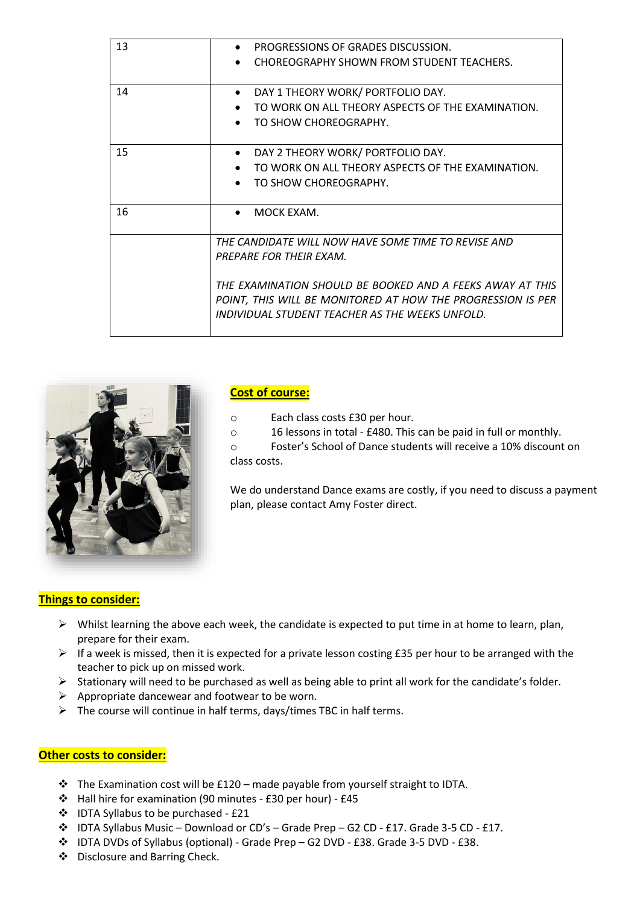| | |
|---|---|
| 13 | • PROGRESSIONS OF GRADES DISCUSSION.<br>• CHOREOGRAPHY SHOWN FROM STUDENT TEACHERS. |
| 14 | • DAY 1 THEORY WORK/ PORTFOLIO DAY.<br>• TO WORK ON ALL THEORY ASPECTS OF THE EXAMINATION.<br>• TO SHOW CHOREOGRAPHY. |
| 15 | • DAY 2 THEORY WORK/ PORTFOLIO DAY.<br>• TO WORK ON ALL THEORY ASPECTS OF THE EXAMINATION.<br>• TO SHOW CHOREOGRAPHY. |
| 16 | • MOCK EXAM. |
| | *THE CANDIDATE WILL NOW HAVE SOME TIME TO REVISE AND PREPARE FOR THEIR EXAM.*<br><br>*THE EXAMINATION SHOULD BE BOOKED AND A FEEKS AWAY AT THIS POINT, THIS WILL BE MONITORED AT HOW THE PROGRESSION IS PER INDIVIDUAL STUDENT TEACHER AS THE WEEKS UNFOLD.* |

**Cost of course:**

- Each class costs £30 per hour.
- 16 lessons in total - £480. This can be paid in full or monthly.
- Foster's School of Dance students will receive a 10% discount on class costs.

We do understand Dance exams are costly, if you need to discuss a payment plan, please contact Amy Foster direct.

**Things to consider:**

- Whilst learning the above each week, the candidate is expected to put time in at home to learn, plan, prepare for their exam.
- If a week is missed, then it is expected for a private lesson costing £35 per hour to be arranged with the teacher to pick up on missed work.
- Stationary will need to be purchased as well as being able to print all work for the candidate's folder.
- Appropriate dancewear and footwear to be worn.
- The course will continue in half terms, days/times TBC in half terms.

**Other costs to consider:**

- The Examination cost will be £120 – made payable from yourself straight to IDTA.
- Hall hire for examination (90 minutes - £30 per hour) - £45
- IDTA Syllabus to be purchased - £21
- IDTA Syllabus Music – Download or CD's – Grade Prep – G2 CD - £17. Grade 3-5 CD - £17.
- IDTA DVDs of Syllabus (optional) - Grade Prep – G2 DVD - £38. Grade 3-5 DVD - £38.
- Disclosure and Barring Check.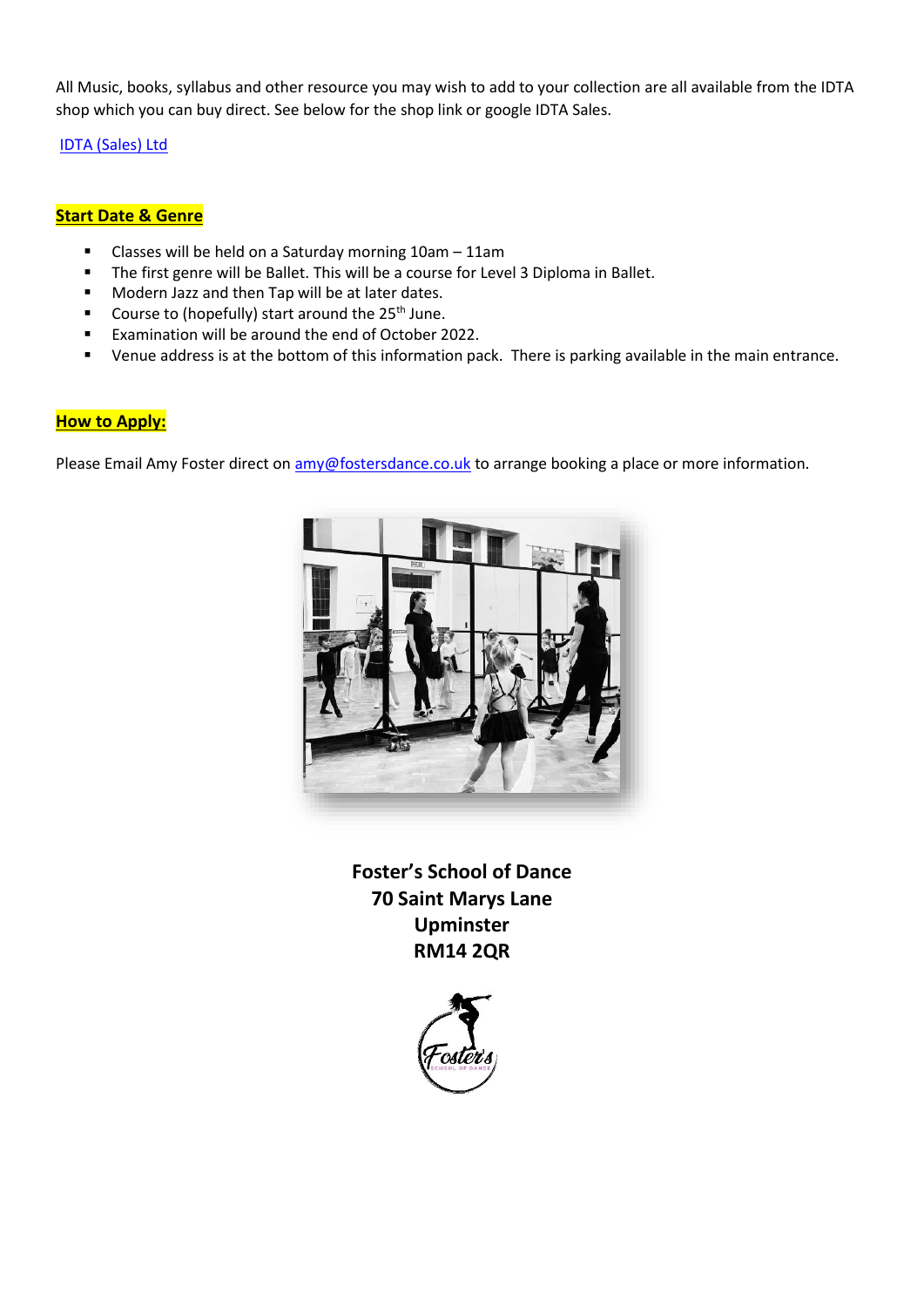All Music, books, syllabus and other resource you may wish to add to your collection are all available from the IDTA shop which you can buy direct. See below for the shop link or google IDTA Sales.

[IDTA (Sales) Ltd]

**Start Date & Genre**

- Classes will be held on a Saturday morning 10am – 11am
- The first genre will be Ballet. This will be a course for Level 3 Diploma in Ballet.
- Modern Jazz and then Tap will be at later dates.
- Course to (hopefully) start around the 25th June.
- Examination will be around the end of October 2022.
- Venue address is at the bottom of this information pack. There is parking available in the main entrance.

**How to Apply:**

Please Email Amy Foster direct on amy@fostersdance.co.uk to arrange booking a place or more information.

**Foster's School of Dance**
**70 Saint Marys Lane**
**Upminster**
**RM14 2QR**